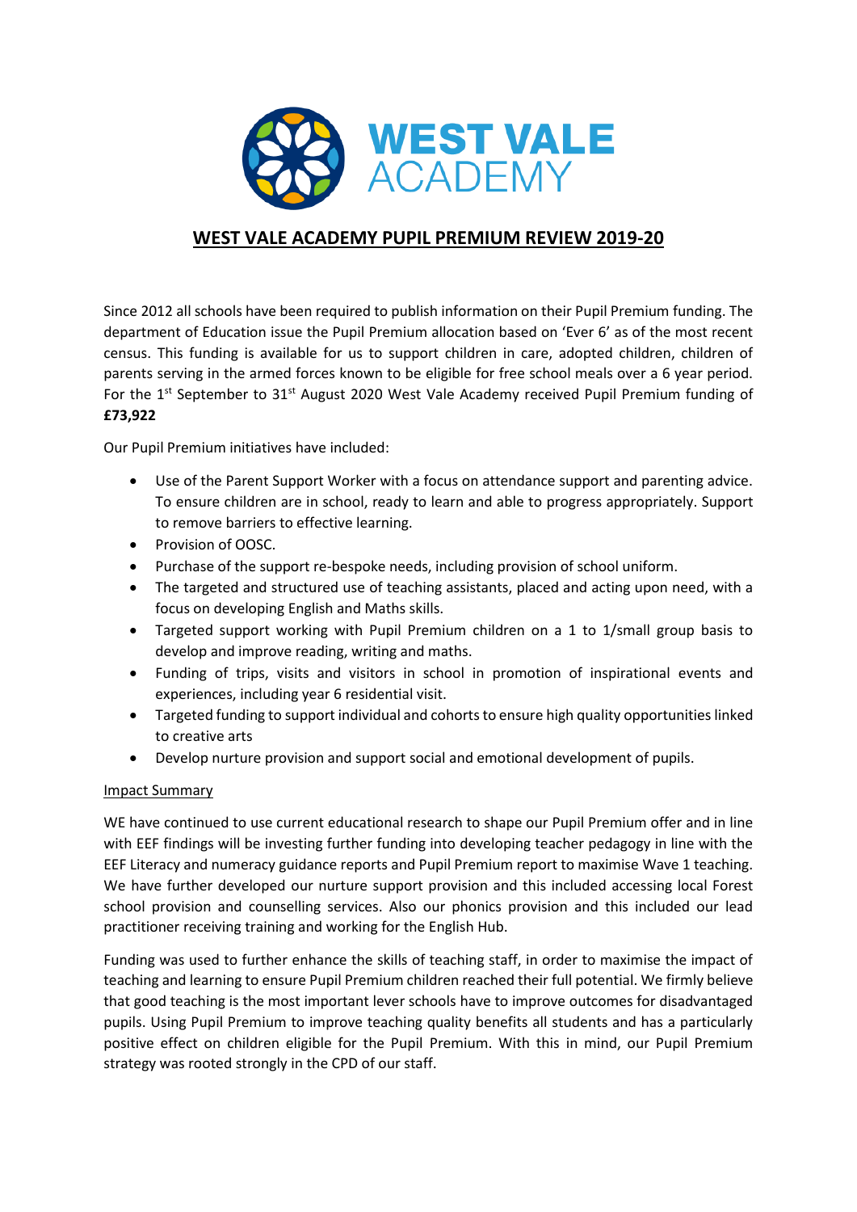# WEST VALE ACADEMY PUPIL PREMIUM REVIEW 2019-20

Since 2012 all schools have been required to publish information on their Pupil Premium funding. The department of Education issue the Pupil Premium allocation based on 'Ever 6' as of the most recent census. This funding is available for us to support children in care, adopted children, children of parents serving in the armed forces known to be eligible for free school meals over a 6 year period. For the 1st September to 31st August 2020 West Vale Academy received Pupil Premium funding of **£73,922**

Our Pupil Premium initiatives have included:

- Use of the Parent Support Worker with a focus on attendance support and parenting advice. To ensure children are in school, ready to learn and able to progress appropriately. Support to remove barriers to effective learning.
- Provision of OOSC.
- Purchase of the support re-bespoke needs, including provision of school uniform.
- The targeted and structured use of teaching assistants, placed and acting upon need, with a focus on developing English and Maths skills.
- Targeted support working with Pupil Premium children on a 1 to 1/small group basis to develop and improve reading, writing and maths.
- Funding of trips, visits and visitors in school in promotion of inspirational events and experiences, including year 6 residential visit.
- Targeted funding to support individual and cohorts to ensure high quality opportunities linked to creative arts
- Develop nurture provision and support social and emotional development of pupils.

Impact Summary

WE have continued to use current educational research to shape our Pupil Premium offer and in line with EEF findings will be investing further funding into developing teacher pedagogy in line with the EEF Literacy and numeracy guidance reports and Pupil Premium report to maximise Wave 1 teaching. We have further developed our nurture support provision and this included accessing local Forest school provision and counselling services. Also our phonics provision and this included our lead practitioner receiving training and working for the English Hub.

Funding was used to further enhance the skills of teaching staff, in order to maximise the impact of teaching and learning to ensure Pupil Premium children reached their full potential. We firmly believe that good teaching is the most important lever schools have to improve outcomes for disadvantaged pupils. Using Pupil Premium to improve teaching quality benefits all students and has a particularly positive effect on children eligible for the Pupil Premium. With this in mind, our Pupil Premium strategy was rooted strongly in the CPD of our staff.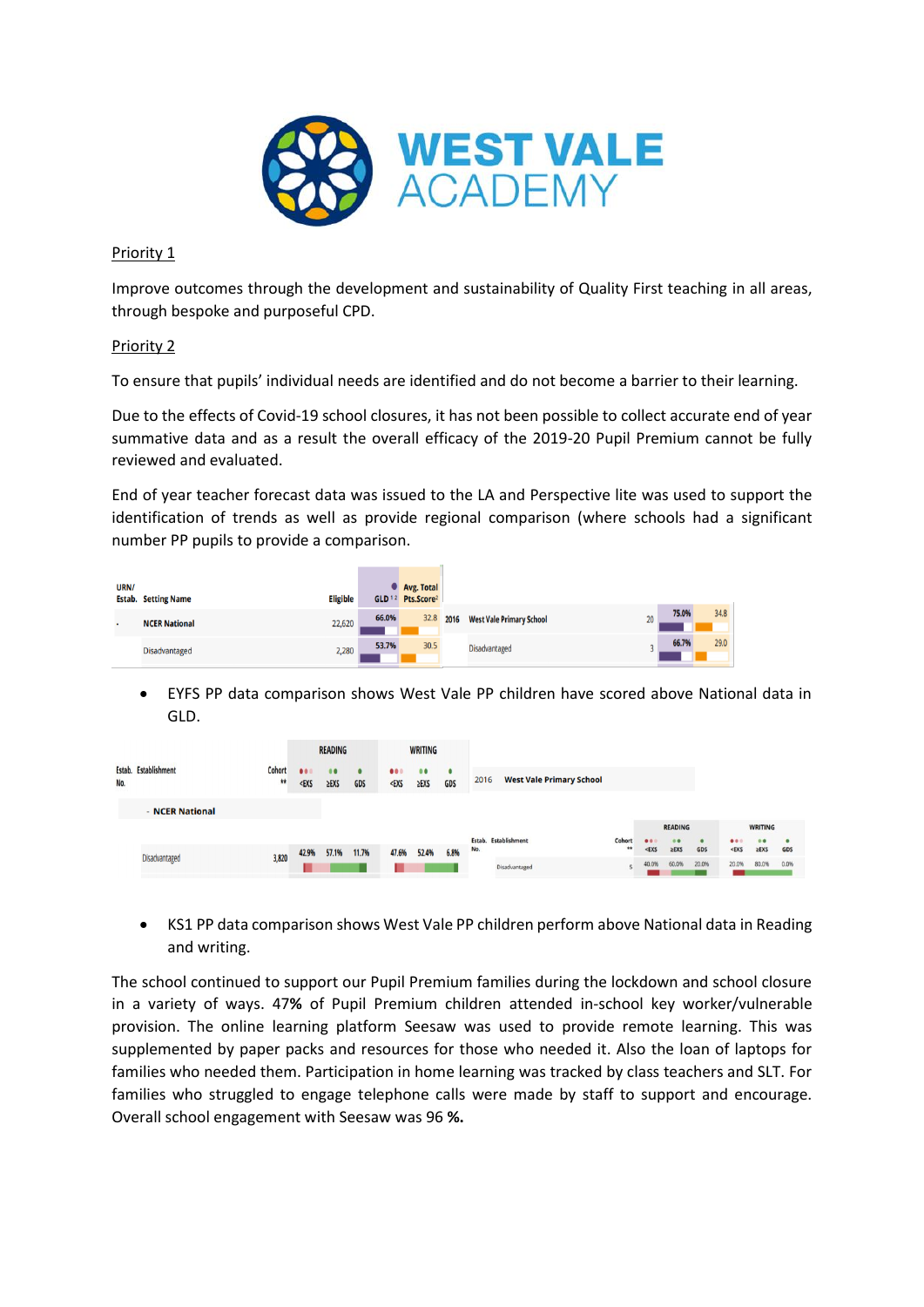WEST VALE ACADEMY

Priority 1

Improve outcomes through the development and sustainability of Quality First teaching in all areas, through bespoke and purposeful CPD.

Priority 2

To ensure that pupils' individual needs are identified and do not become a barrier to their learning.

Due to the effects of Covid-19 school closures, it has not been possible to collect accurate end of year summative data and as a result the overall efficacy of the 2019-20 Pupil Premium cannot be fully reviewed and evaluated.

End of year teacher forecast data was issued to the LA and Perspective lite was used to support the identification of trends as well as provide regional comparison (where schools had a significant number PP pupils to provide a comparison.

| URN/ Estab. | Setting Name | Eligible | GLD [1,2] | Avg. Total Pts.Score[2] |
|---|---|---|---|---|
| - | NCER National | 22,620 | 66.0% | 32.8 |
| | Disadvantaged | 2,280 | 53.7% | 30.5 |
| 2016 | West Vale Primary School | 20 | 75.0% | 34.8 |
| | Disadvantaged | 3 | 66.7% | 29.0 |

- EYFS PP data comparison shows West Vale PP children have scored above National data in GLD.

| Estab. No. | Establishment | Cohort ** | READING <EXS | READING ≥EXS | READING GDS | WRITING <EXS | WRITING ≥EXS | WRITING GDS |
|---|---|---|---|---|---|---|---|---|
| - | NCER National | | | | | | | |
| | Disadvantaged | 3,820 | 42.9% | 57.1% | 11.7% | 47.6% | 52.4% | 6.8% |
| 2016 | West Vale Primary School | | | | | | | |
| | Disadvantaged | 5 | 40.0% | 60.0% | 20.0% | 20.0% | 80.0% | 0.0% |

- KS1 PP data comparison shows West Vale PP children perform above National data in Reading and writing.

The school continued to support our Pupil Premium families during the lockdown and school closure in a variety of ways. 47% of Pupil Premium children attended in-school key worker/vulnerable provision. The online learning platform Seesaw was used to provide remote learning. This was supplemented by paper packs and resources for those who needed it. Also the loan of laptops for families who needed them. Participation in home learning was tracked by class teachers and SLT. For families who struggled to engage telephone calls were made by staff to support and encourage. Overall school engagement with Seesaw was 96 **%.**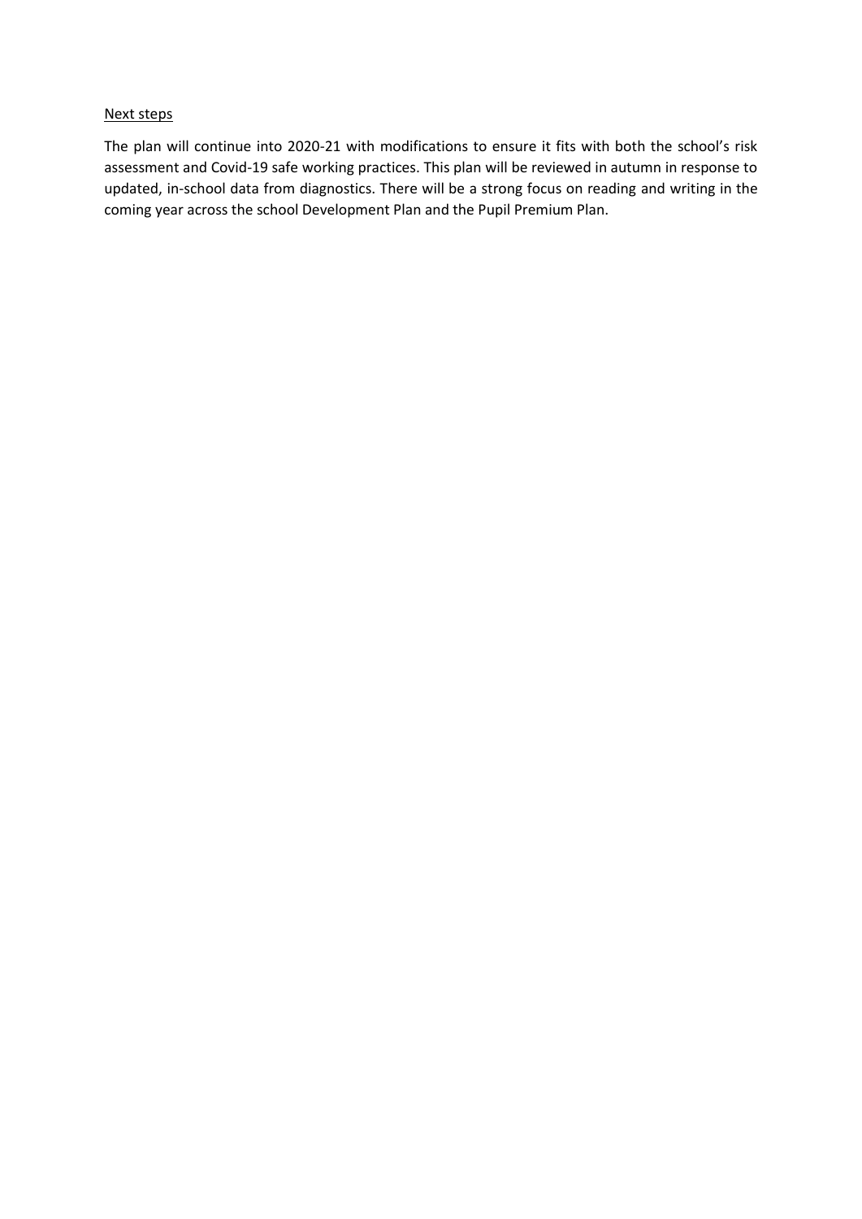Next steps

The plan will continue into 2020-21 with modifications to ensure it fits with both the school's risk assessment and Covid-19 safe working practices. This plan will be reviewed in autumn in response to updated, in-school data from diagnostics. There will be a strong focus on reading and writing in the coming year across the school Development Plan and the Pupil Premium Plan.